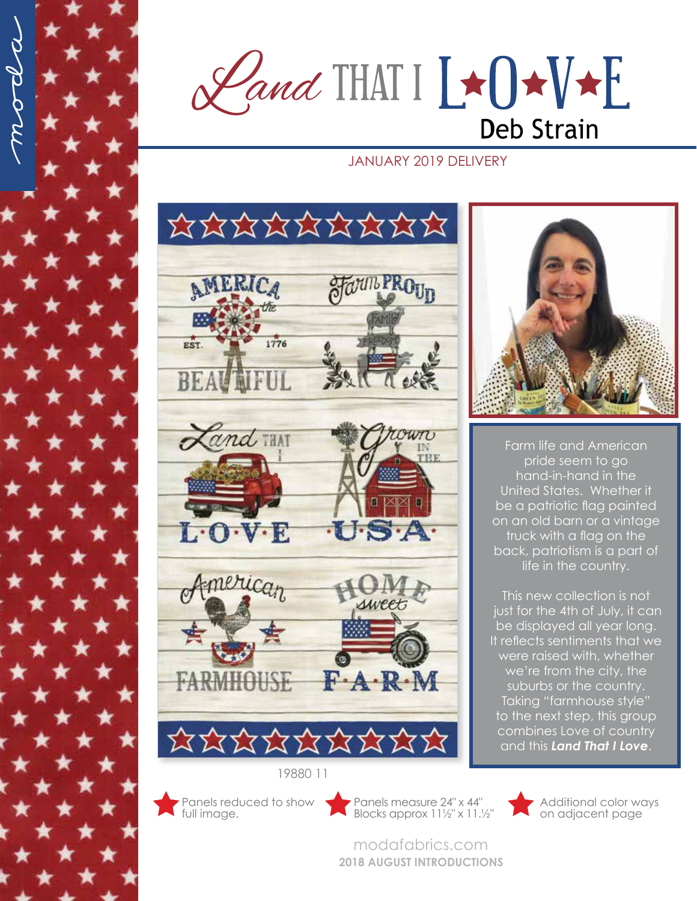# Land THAT I L★O★V★E

## Deb Strain

JANUARY 2019 DELIVERY

19880 11

Farm life and American pride seem to go hand-in-hand in the United States. Whether it be a patriotic flag painted on an old barn or a vintage truck with a flag on the back, patriotism is a part of life in the country.

This new collection is not just for the 4th of July, it can be displayed all year long. It reflects sentiments that we were raised with, whether we're from the city, the suburbs or the country. Taking "farmhouse style" to the next step, this group combines Love of country and this ***Land That I Love***.

- Panels reduced to show full image.
- Panels measure 24" x 44" Blocks approx 11½" x 11.½"
- Additional color ways on adjacent page

modafabrics.com

**2018 AUGUST INTRODUCTIONS**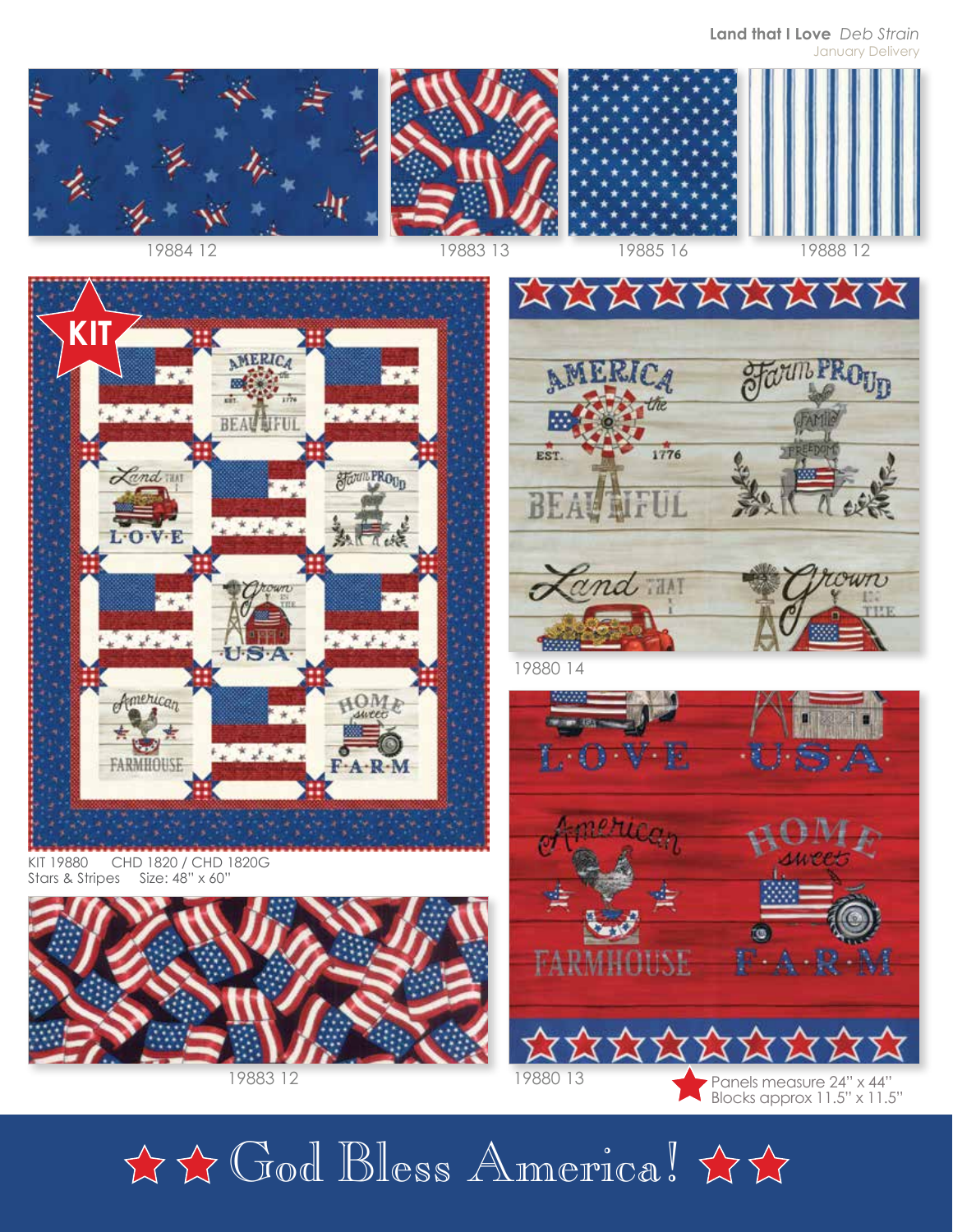**Land that I Love** *Deb Strain*
January Delivery

19884 12

19883 13

19885 16

19888 12

KIT

KIT 19880 CHD 1820 / CHD 1820G
Stars & Stripes Size: 48" x 60"

19880 14

19883 12

19880 13

Panels measure 24" x 44"
Blocks approx 11.5" x 11.5"

God Bless America!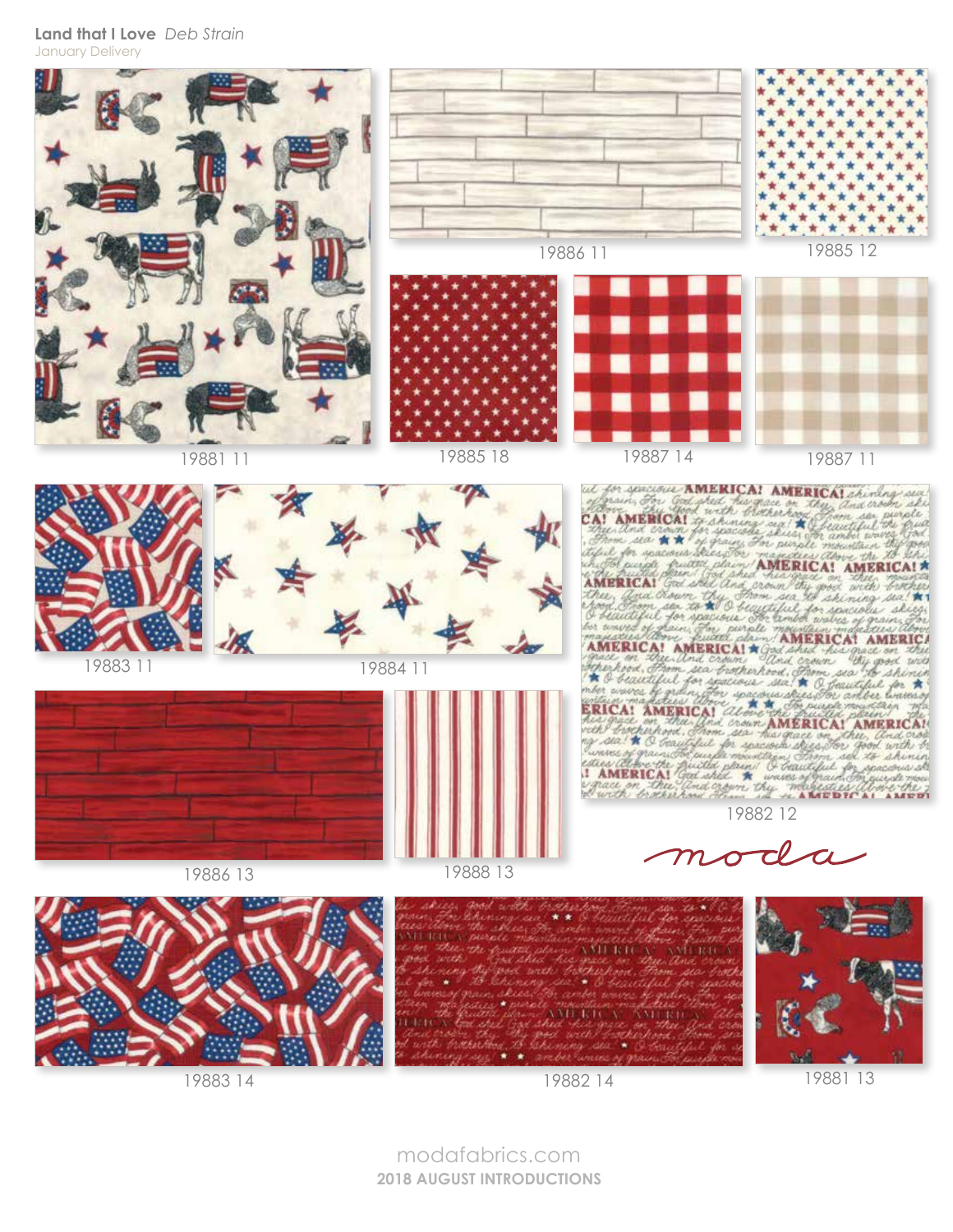**Land that I Love** *Deb Strain*

January Delivery

19881 11

19886 11

19885 12

19885 18

19887 14

19887 11

19883 11

19884 11

19882 12

19886 13

19888 13

moda

19883 14

19882 14

19881 13

modafabrics.com

**2018 AUGUST INTRODUCTIONS**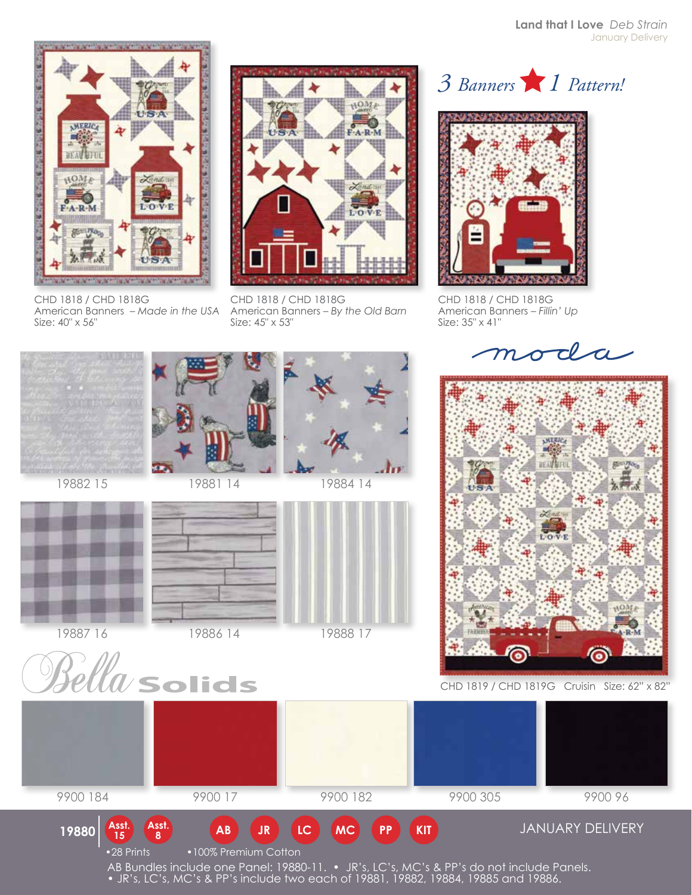**Land that I Love** *Deb Strain*
January Delivery

*3 Banners ★ 1 Pattern!*

CHD 1818 / CHD 1818G
American Banners – *Made in the USA*
Size: 40" x 56"

CHD 1818 / CHD 1818G
American Banners – *By the Old Barn*
Size: 45" x 53"

CHD 1818 / CHD 1818G
American Banners – *Fillin' Up*
Size: 35" x 41"

moda

19882 15

19881 14

19884 14

19887 16

19886 14

19888 17

CHD 1819 / CHD 1819G Cruisin Size: 62" x 82"

## Bella Solids

9900 184

9900 17

9900 182

9900 305

9900 96

**19880** Asst. 15 Asst. 8 AB JR LC MC PP KIT

JANUARY DELIVERY

•28 Prints •100% Premium Cotton

AB Bundles include one Panel: 19880-11. • JR's, LC's, MC's & PP's do not include Panels.
• JR's, LC's, MC's & PP's include two each of 19881, 19882, 19884, 19885 and 19886.